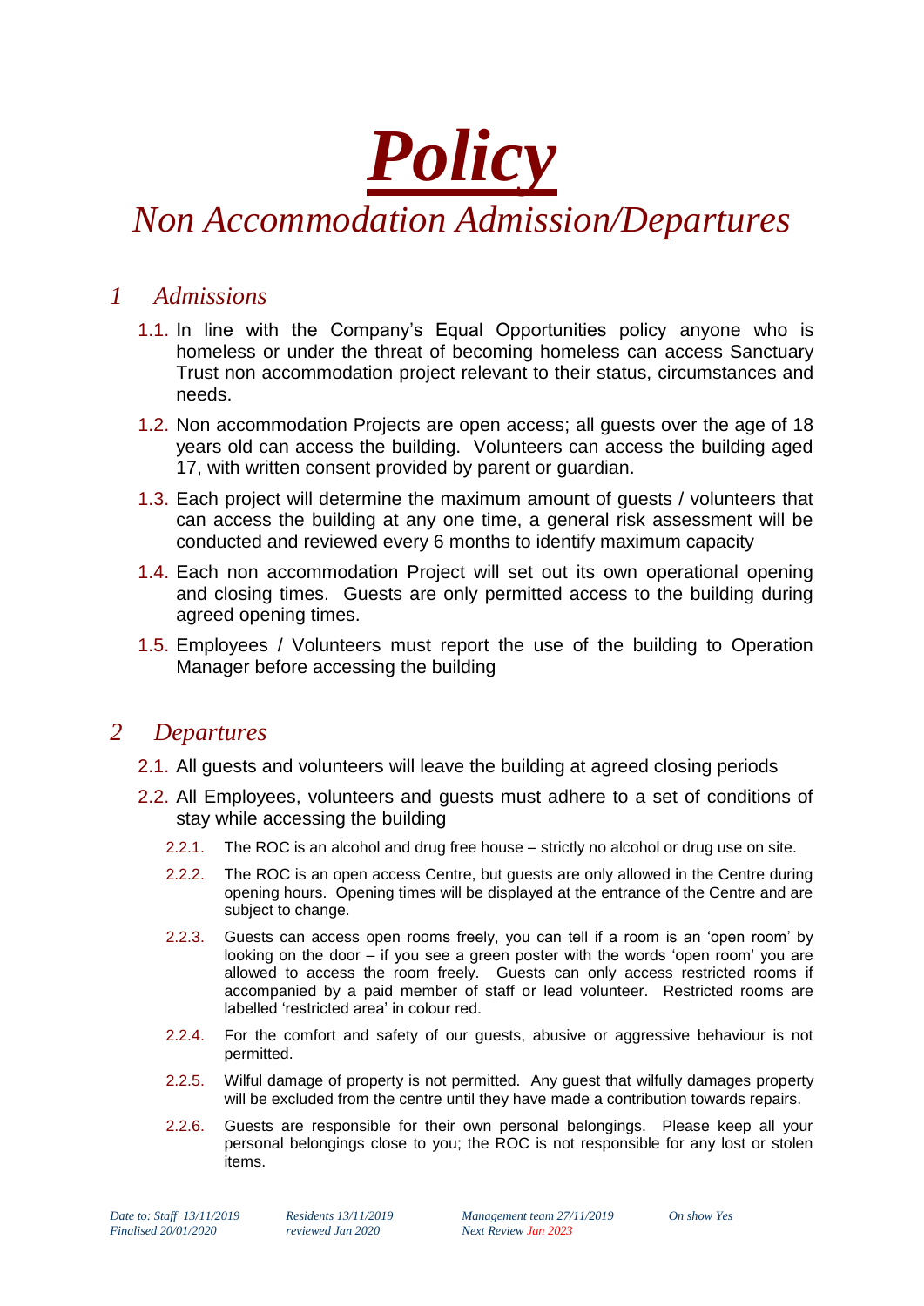# ***Policy***

## *Non Accommodation Admission/Departures*

## *1 Admissions*

1.1. In line with the Company's Equal Opportunities policy anyone who is homeless or under the threat of becoming homeless can access Sanctuary Trust non accommodation project relevant to their status, circumstances and needs.

1.2. Non accommodation Projects are open access; all guests over the age of 18 years old can access the building. Volunteers can access the building aged 17, with written consent provided by parent or guardian.

1.3. Each project will determine the maximum amount of guests / volunteers that can access the building at any one time, a general risk assessment will be conducted and reviewed every 6 months to identify maximum capacity

1.4. Each non accommodation Project will set out its own operational opening and closing times. Guests are only permitted access to the building during agreed opening times.

1.5. Employees / Volunteers must report the use of the building to Operation Manager before accessing the building

## *2 Departures*

2.1. All guests and volunteers will leave the building at agreed closing periods

2.2. All Employees, volunteers and guests must adhere to a set of conditions of stay while accessing the building

2.2.1. The ROC is an alcohol and drug free house – strictly no alcohol or drug use on site.

2.2.2. The ROC is an open access Centre, but guests are only allowed in the Centre during opening hours. Opening times will be displayed at the entrance of the Centre and are subject to change.

2.2.3. Guests can access open rooms freely, you can tell if a room is an 'open room' by looking on the door – if you see a green poster with the words 'open room' you are allowed to access the room freely. Guests can only access restricted rooms if accompanied by a paid member of staff or lead volunteer. Restricted rooms are labelled 'restricted area' in colour red.

2.2.4. For the comfort and safety of our guests, abusive or aggressive behaviour is not permitted.

2.2.5. Wilful damage of property is not permitted. Any guest that wilfully damages property will be excluded from the centre until they have made a contribution towards repairs.

2.2.6. Guests are responsible for their own personal belongings. Please keep all your personal belongings close to you; the ROC is not responsible for any lost or stolen items.

*Date to: Staff 13/11/2019* *Residents 13/11/2019* *Management team 27/11/2019* *On show Yes*
*Finalised 20/01/2020* *reviewed Jan 2020* *Next Review Jan 2023*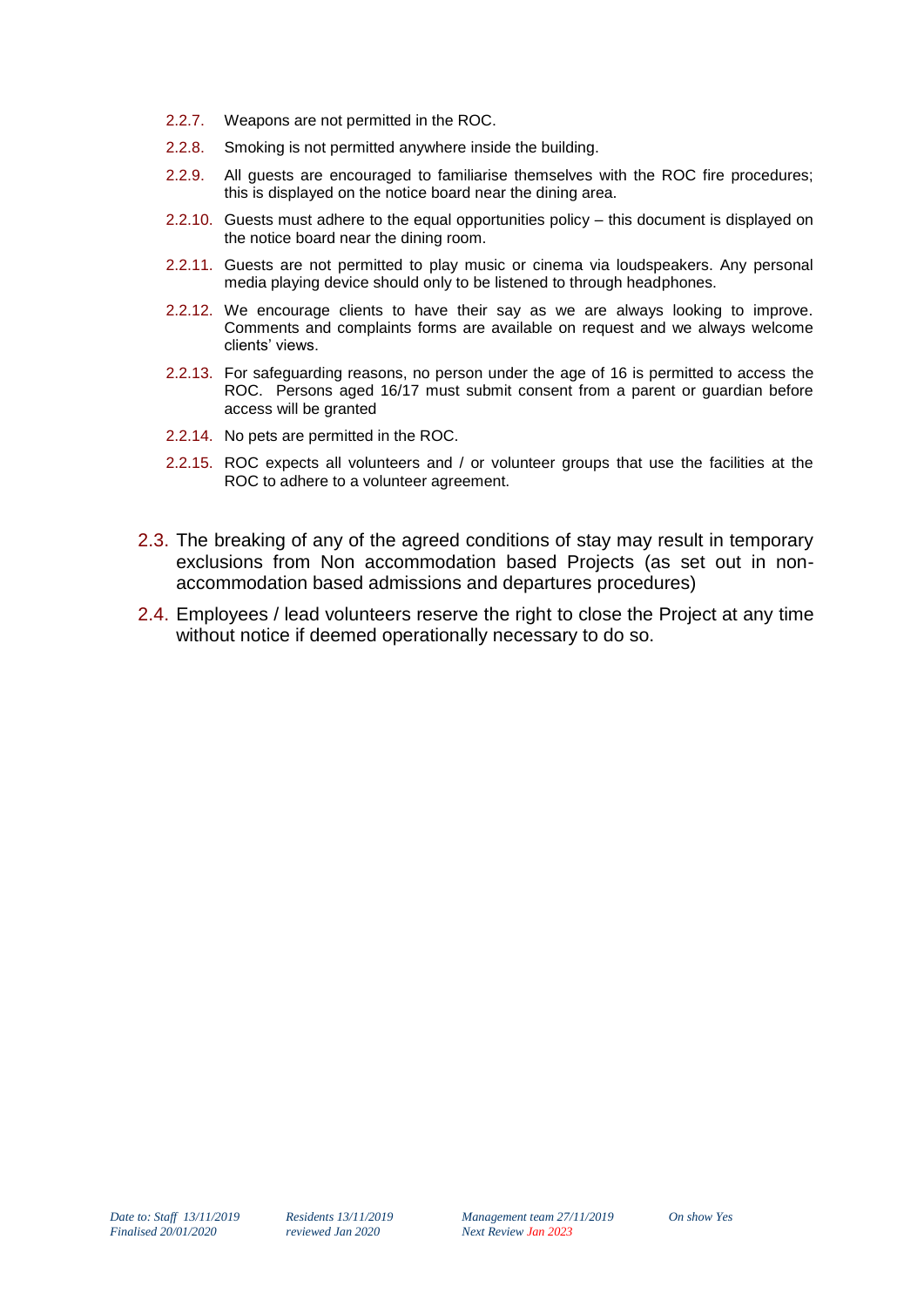2.2.7. Weapons are not permitted in the ROC.

2.2.8. Smoking is not permitted anywhere inside the building.

2.2.9. All guests are encouraged to familiarise themselves with the ROC fire procedures; this is displayed on the notice board near the dining area.

2.2.10. Guests must adhere to the equal opportunities policy – this document is displayed on the notice board near the dining room.

2.2.11. Guests are not permitted to play music or cinema via loudspeakers. Any personal media playing device should only to be listened to through headphones.

2.2.12. We encourage clients to have their say as we are always looking to improve. Comments and complaints forms are available on request and we always welcome clients' views.

2.2.13. For safeguarding reasons, no person under the age of 16 is permitted to access the ROC. Persons aged 16/17 must submit consent from a parent or guardian before access will be granted

2.2.14. No pets are permitted in the ROC.

2.2.15. ROC expects all volunteers and / or volunteer groups that use the facilities at the ROC to adhere to a volunteer agreement.

2.3. The breaking of any of the agreed conditions of stay may result in temporary exclusions from Non accommodation based Projects (as set out in non-accommodation based admissions and departures procedures)

2.4. Employees / lead volunteers reserve the right to close the Project at any time without notice if deemed operationally necessary to do so.

*Date to: Staff 13/11/2019* *Residents 13/11/2019* *Management team 27/11/2019* *On show Yes*
*Finalised 20/01/2020* *reviewed Jan 2020* *Next Review Jan 2023*